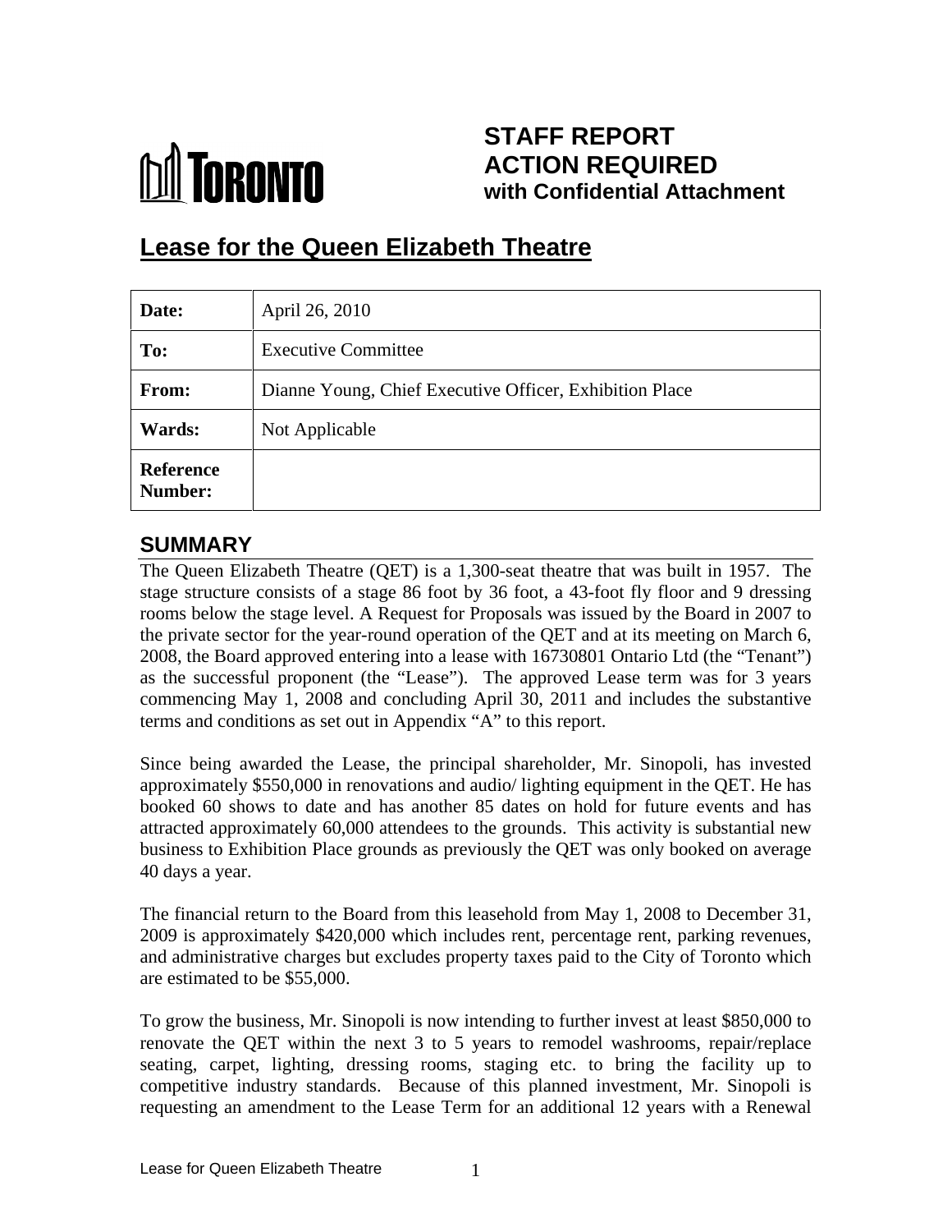# TORONTO

## STAFF REPORT
## ACTION REQUIRED
### with Confidential Attachment

# Lease for the Queen Elizabeth Theatre

| | |
|---|---|
| **Date:** | April 26, 2010 |
| **To:** | Executive Committee |
| **From:** | Dianne Young, Chief Executive Officer, Exhibition Place |
| **Wards:** | Not Applicable |
| **Reference Number:** | |

## SUMMARY

The Queen Elizabeth Theatre (QET) is a 1,300-seat theatre that was built in 1957. The stage structure consists of a stage 86 foot by 36 foot, a 43-foot fly floor and 9 dressing rooms below the stage level. A Request for Proposals was issued by the Board in 2007 to the private sector for the year-round operation of the QET and at its meeting on March 6, 2008, the Board approved entering into a lease with 16730801 Ontario Ltd (the "Tenant") as the successful proponent (the "Lease"). The approved Lease term was for 3 years commencing May 1, 2008 and concluding April 30, 2011 and includes the substantive terms and conditions as set out in Appendix "A" to this report.

Since being awarded the Lease, the principal shareholder, Mr. Sinopoli, has invested approximately $550,000 in renovations and audio/ lighting equipment in the QET. He has booked 60 shows to date and has another 85 dates on hold for future events and has attracted approximately 60,000 attendees to the grounds. This activity is substantial new business to Exhibition Place grounds as previously the QET was only booked on average 40 days a year.

The financial return to the Board from this leasehold from May 1, 2008 to December 31, 2009 is approximately $420,000 which includes rent, percentage rent, parking revenues, and administrative charges but excludes property taxes paid to the City of Toronto which are estimated to be $55,000.

To grow the business, Mr. Sinopoli is now intending to further invest at least $850,000 to renovate the QET within the next 3 to 5 years to remodel washrooms, repair/replace seating, carpet, lighting, dressing rooms, staging etc. to bring the facility up to competitive industry standards. Because of this planned investment, Mr. Sinopoli is requesting an amendment to the Lease Term for an additional 12 years with a Renewal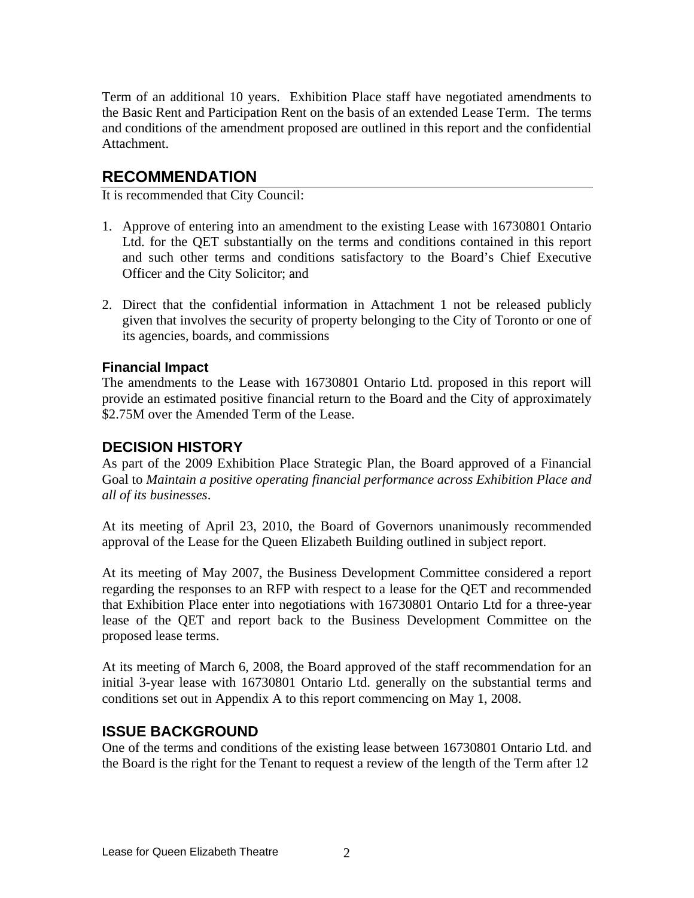Term of an additional 10 years. Exhibition Place staff have negotiated amendments to the Basic Rent and Participation Rent on the basis of an extended Lease Term. The terms and conditions of the amendment proposed are outlined in this report and the confidential Attachment.

## RECOMMENDATION

It is recommended that City Council:

1. Approve of entering into an amendment to the existing Lease with 16730801 Ontario Ltd. for the QET substantially on the terms and conditions contained in this report and such other terms and conditions satisfactory to the Board's Chief Executive Officer and the City Solicitor; and

2. Direct that the confidential information in Attachment 1 not be released publicly given that involves the security of property belonging to the City of Toronto or one of its agencies, boards, and commissions

### Financial Impact

The amendments to the Lease with 16730801 Ontario Ltd. proposed in this report will provide an estimated positive financial return to the Board and the City of approximately $2.75M over the Amended Term of the Lease.

## DECISION HISTORY

As part of the 2009 Exhibition Place Strategic Plan, the Board approved of a Financial Goal to *Maintain a positive operating financial performance across Exhibition Place and all of its businesses*.

At its meeting of April 23, 2010, the Board of Governors unanimously recommended approval of the Lease for the Queen Elizabeth Building outlined in subject report.

At its meeting of May 2007, the Business Development Committee considered a report regarding the responses to an RFP with respect to a lease for the QET and recommended that Exhibition Place enter into negotiations with 16730801 Ontario Ltd for a three-year lease of the QET and report back to the Business Development Committee on the proposed lease terms.

At its meeting of March 6, 2008, the Board approved of the staff recommendation for an initial 3-year lease with 16730801 Ontario Ltd. generally on the substantial terms and conditions set out in Appendix A to this report commencing on May 1, 2008.

## ISSUE BACKGROUND

One of the terms and conditions of the existing lease between 16730801 Ontario Ltd. and the Board is the right for the Tenant to request a review of the length of the Term after 12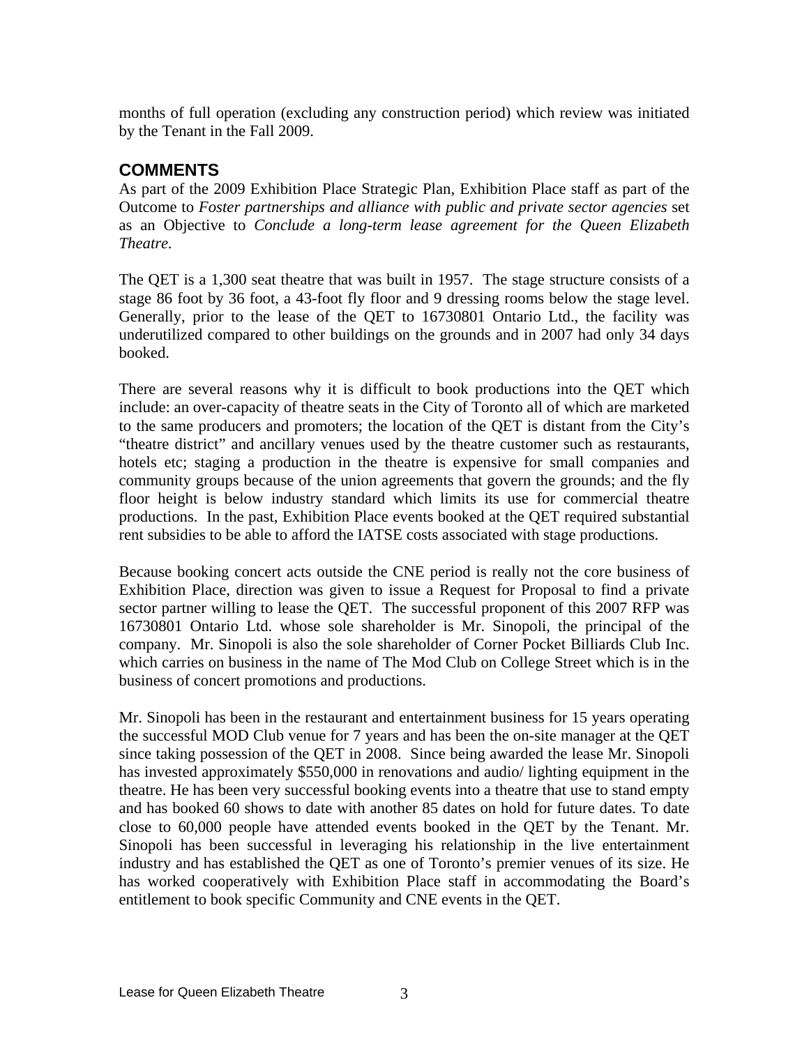months of full operation (excluding any construction period) which review was initiated by the Tenant in the Fall 2009.

## COMMENTS

As part of the 2009 Exhibition Place Strategic Plan, Exhibition Place staff as part of the Outcome to *Foster partnerships and alliance with public and private sector agencies* set as an Objective to *Conclude a long-term lease agreement for the Queen Elizabeth Theatre.*

The QET is a 1,300 seat theatre that was built in 1957. The stage structure consists of a stage 86 foot by 36 foot, a 43-foot fly floor and 9 dressing rooms below the stage level. Generally, prior to the lease of the QET to 16730801 Ontario Ltd., the facility was underutilized compared to other buildings on the grounds and in 2007 had only 34 days booked.

There are several reasons why it is difficult to book productions into the QET which include: an over-capacity of theatre seats in the City of Toronto all of which are marketed to the same producers and promoters; the location of the QET is distant from the City's "theatre district" and ancillary venues used by the theatre customer such as restaurants, hotels etc; staging a production in the theatre is expensive for small companies and community groups because of the union agreements that govern the grounds; and the fly floor height is below industry standard which limits its use for commercial theatre productions. In the past, Exhibition Place events booked at the QET required substantial rent subsidies to be able to afford the IATSE costs associated with stage productions.

Because booking concert acts outside the CNE period is really not the core business of Exhibition Place, direction was given to issue a Request for Proposal to find a private sector partner willing to lease the QET. The successful proponent of this 2007 RFP was 16730801 Ontario Ltd. whose sole shareholder is Mr. Sinopoli, the principal of the company. Mr. Sinopoli is also the sole shareholder of Corner Pocket Billiards Club Inc. which carries on business in the name of The Mod Club on College Street which is in the business of concert promotions and productions.

Mr. Sinopoli has been in the restaurant and entertainment business for 15 years operating the successful MOD Club venue for 7 years and has been the on-site manager at the QET since taking possession of the QET in 2008. Since being awarded the lease Mr. Sinopoli has invested approximately $550,000 in renovations and audio/ lighting equipment in the theatre. He has been very successful booking events into a theatre that use to stand empty and has booked 60 shows to date with another 85 dates on hold for future dates. To date close to 60,000 people have attended events booked in the QET by the Tenant. Mr. Sinopoli has been successful in leveraging his relationship in the live entertainment industry and has established the QET as one of Toronto's premier venues of its size. He has worked cooperatively with Exhibition Place staff in accommodating the Board's entitlement to book specific Community and CNE events in the QET.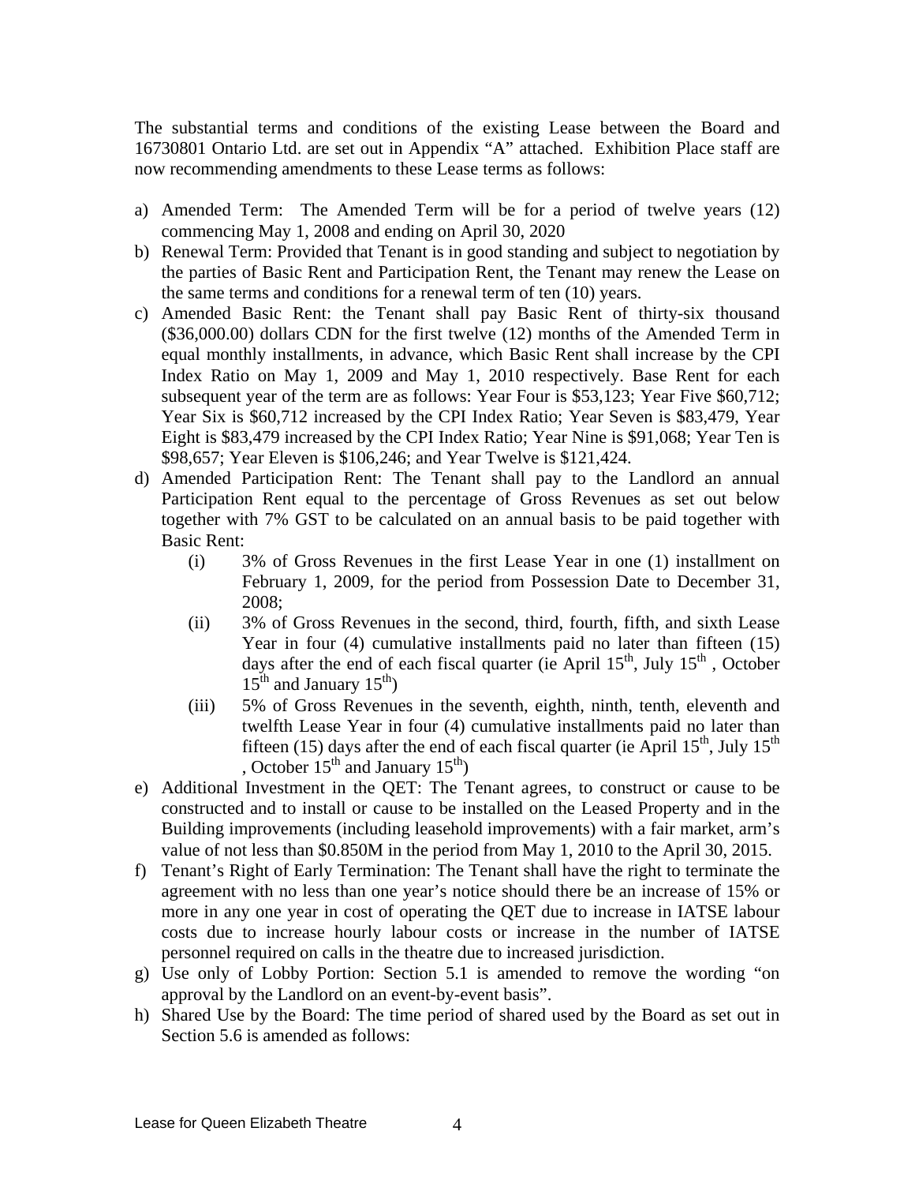The substantial terms and conditions of the existing Lease between the Board and 16730801 Ontario Ltd. are set out in Appendix "A" attached. Exhibition Place staff are now recommending amendments to these Lease terms as follows:

a) Amended Term: The Amended Term will be for a period of twelve years (12) commencing May 1, 2008 and ending on April 30, 2020
b) Renewal Term: Provided that Tenant is in good standing and subject to negotiation by the parties of Basic Rent and Participation Rent, the Tenant may renew the Lease on the same terms and conditions for a renewal term of ten (10) years.
c) Amended Basic Rent: the Tenant shall pay Basic Rent of thirty-six thousand ($36,000.00) dollars CDN for the first twelve (12) months of the Amended Term in equal monthly installments, in advance, which Basic Rent shall increase by the CPI Index Ratio on May 1, 2009 and May 1, 2010 respectively. Base Rent for each subsequent year of the term are as follows: Year Four is $53,123; Year Five $60,712; Year Six is $60,712 increased by the CPI Index Ratio; Year Seven is $83,479, Year Eight is $83,479 increased by the CPI Index Ratio; Year Nine is $91,068; Year Ten is $98,657; Year Eleven is $106,246; and Year Twelve is $121,424.
d) Amended Participation Rent: The Tenant shall pay to the Landlord an annual Participation Rent equal to the percentage of Gross Revenues as set out below together with 7% GST to be calculated on an annual basis to be paid together with Basic Rent:
    (i) 3% of Gross Revenues in the first Lease Year in one (1) installment on February 1, 2009, for the period from Possession Date to December 31, 2008;
    (ii) 3% of Gross Revenues in the second, third, fourth, fifth, and sixth Lease Year in four (4) cumulative installments paid no later than fifteen (15) days after the end of each fiscal quarter (ie April 15th, July 15th , October 15th and January 15th)
    (iii) 5% of Gross Revenues in the seventh, eighth, ninth, tenth, eleventh and twelfth Lease Year in four (4) cumulative installments paid no later than fifteen (15) days after the end of each fiscal quarter (ie April 15th, July 15th , October 15th and January 15th)
e) Additional Investment in the QET: The Tenant agrees, to construct or cause to be constructed and to install or cause to be installed on the Leased Property and in the Building improvements (including leasehold improvements) with a fair market, arm's value of not less than $0.850M in the period from May 1, 2010 to the April 30, 2015.
f) Tenant's Right of Early Termination: The Tenant shall have the right to terminate the agreement with no less than one year's notice should there be an increase of 15% or more in any one year in cost of operating the QET due to increase in IATSE labour costs due to increase hourly labour costs or increase in the number of IATSE personnel required on calls in the theatre due to increased jurisdiction.
g) Use only of Lobby Portion: Section 5.1 is amended to remove the wording "on approval by the Landlord on an event-by-event basis".
h) Shared Use by the Board: The time period of shared used by the Board as set out in Section 5.6 is amended as follows: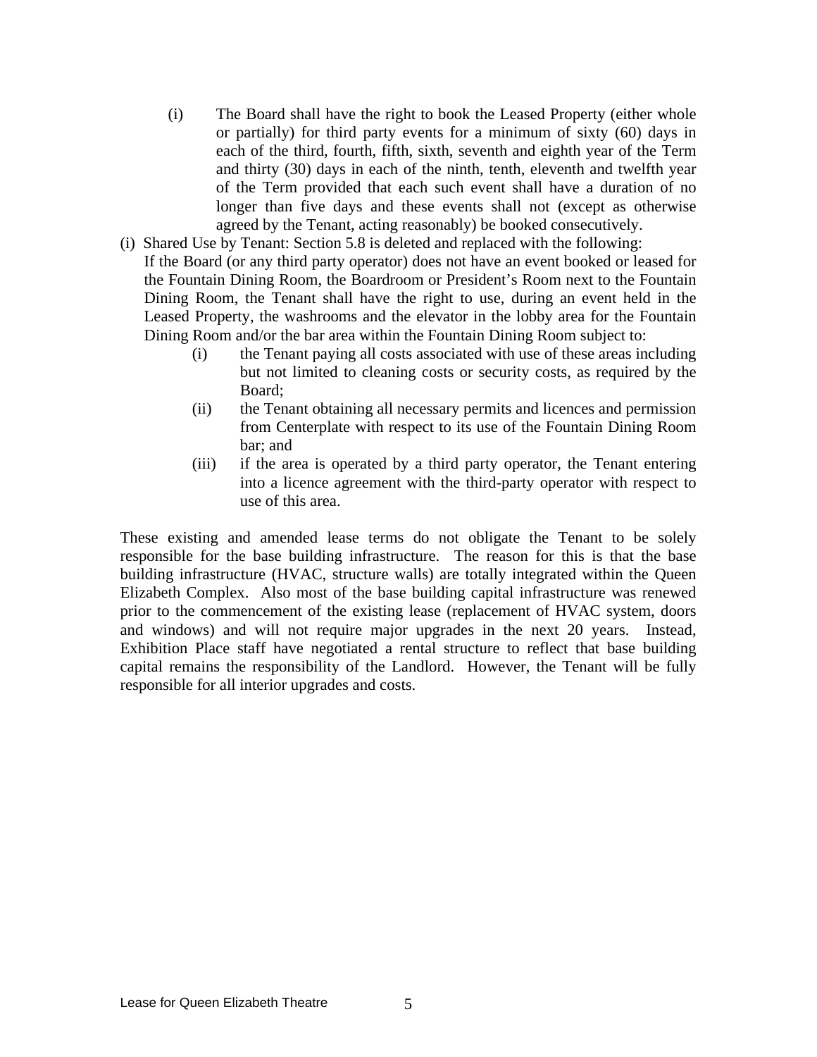(i) The Board shall have the right to book the Leased Property (either whole or partially) for third party events for a minimum of sixty (60) days in each of the third, fourth, fifth, sixth, seventh and eighth year of the Term and thirty (30) days in each of the ninth, tenth, eleventh and twelfth year of the Term provided that each such event shall have a duration of no longer than five days and these events shall not (except as otherwise agreed by the Tenant, acting reasonably) be booked consecutively.

(i) Shared Use by Tenant: Section 5.8 is deleted and replaced with the following:
If the Board (or any third party operator) does not have an event booked or leased for the Fountain Dining Room, the Boardroom or President's Room next to the Fountain Dining Room, the Tenant shall have the right to use, during an event held in the Leased Property, the washrooms and the elevator in the lobby area for the Fountain Dining Room and/or the bar area within the Fountain Dining Room subject to:

- (i) the Tenant paying all costs associated with use of these areas including but not limited to cleaning costs or security costs, as required by the Board;
- (ii) the Tenant obtaining all necessary permits and licences and permission from Centerplate with respect to its use of the Fountain Dining Room bar; and
- (iii) if the area is operated by a third party operator, the Tenant entering into a licence agreement with the third-party operator with respect to use of this area.

These existing and amended lease terms do not obligate the Tenant to be solely responsible for the base building infrastructure. The reason for this is that the base building infrastructure (HVAC, structure walls) are totally integrated within the Queen Elizabeth Complex. Also most of the base building capital infrastructure was renewed prior to the commencement of the existing lease (replacement of HVAC system, doors and windows) and will not require major upgrades in the next 20 years. Instead, Exhibition Place staff have negotiated a rental structure to reflect that base building capital remains the responsibility of the Landlord. However, the Tenant will be fully responsible for all interior upgrades and costs.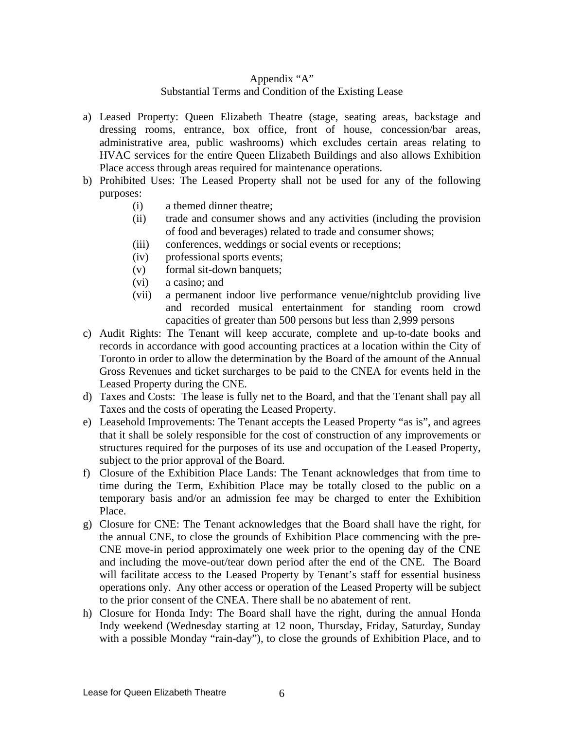Appendix "A"

Substantial Terms and Condition of the Existing Lease

a) Leased Property: Queen Elizabeth Theatre (stage, seating areas, backstage and dressing rooms, entrance, box office, front of house, concession/bar areas, administrative area, public washrooms) which excludes certain areas relating to HVAC services for the entire Queen Elizabeth Buildings and also allows Exhibition Place access through areas required for maintenance operations.

b) Prohibited Uses: The Leased Property shall not be used for any of the following purposes:
   - (i) a themed dinner theatre;
   - (ii) trade and consumer shows and any activities (including the provision of food and beverages) related to trade and consumer shows;
   - (iii) conferences, weddings or social events or receptions;
   - (iv) professional sports events;
   - (v) formal sit-down banquets;
   - (vi) a casino; and
   - (vii) a permanent indoor live performance venue/nightclub providing live and recorded musical entertainment for standing room crowd capacities of greater than 500 persons but less than 2,999 persons

c) Audit Rights: The Tenant will keep accurate, complete and up-to-date books and records in accordance with good accounting practices at a location within the City of Toronto in order to allow the determination by the Board of the amount of the Annual Gross Revenues and ticket surcharges to be paid to the CNEA for events held in the Leased Property during the CNE.

d) Taxes and Costs: The lease is fully net to the Board, and that the Tenant shall pay all Taxes and the costs of operating the Leased Property.

e) Leasehold Improvements: The Tenant accepts the Leased Property "as is", and agrees that it shall be solely responsible for the cost of construction of any improvements or structures required for the purposes of its use and occupation of the Leased Property, subject to the prior approval of the Board.

f) Closure of the Exhibition Place Lands: The Tenant acknowledges that from time to time during the Term, Exhibition Place may be totally closed to the public on a temporary basis and/or an admission fee may be charged to enter the Exhibition Place.

g) Closure for CNE: The Tenant acknowledges that the Board shall have the right, for the annual CNE, to close the grounds of Exhibition Place commencing with the pre-CNE move-in period approximately one week prior to the opening day of the CNE and including the move-out/tear down period after the end of the CNE. The Board will facilitate access to the Leased Property by Tenant's staff for essential business operations only. Any other access or operation of the Leased Property will be subject to the prior consent of the CNEA. There shall be no abatement of rent.

h) Closure for Honda Indy: The Board shall have the right, during the annual Honda Indy weekend (Wednesday starting at 12 noon, Thursday, Friday, Saturday, Sunday with a possible Monday "rain-day"), to close the grounds of Exhibition Place, and to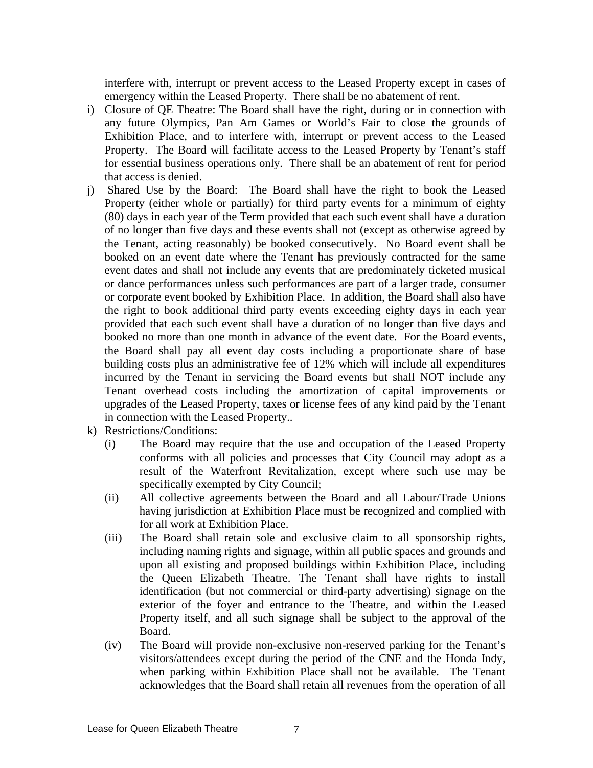interfere with, interrupt or prevent access to the Leased Property except in cases of emergency within the Leased Property. There shall be no abatement of rent.

i) Closure of QE Theatre: The Board shall have the right, during or in connection with any future Olympics, Pan Am Games or World's Fair to close the grounds of Exhibition Place, and to interfere with, interrupt or prevent access to the Leased Property. The Board will facilitate access to the Leased Property by Tenant's staff for essential business operations only. There shall be an abatement of rent for period that access is denied.

j) Shared Use by the Board: The Board shall have the right to book the Leased Property (either whole or partially) for third party events for a minimum of eighty (80) days in each year of the Term provided that each such event shall have a duration of no longer than five days and these events shall not (except as otherwise agreed by the Tenant, acting reasonably) be booked consecutively. No Board event shall be booked on an event date where the Tenant has previously contracted for the same event dates and shall not include any events that are predominately ticketed musical or dance performances unless such performances are part of a larger trade, consumer or corporate event booked by Exhibition Place. In addition, the Board shall also have the right to book additional third party events exceeding eighty days in each year provided that each such event shall have a duration of no longer than five days and booked no more than one month in advance of the event date. For the Board events, the Board shall pay all event day costs including a proportionate share of base building costs plus an administrative fee of 12% which will include all expenditures incurred by the Tenant in servicing the Board events but shall NOT include any Tenant overhead costs including the amortization of capital improvements or upgrades of the Leased Property, taxes or license fees of any kind paid by the Tenant in connection with the Leased Property..

k) Restrictions/Conditions:

   (i) The Board may require that the use and occupation of the Leased Property conforms with all policies and processes that City Council may adopt as a result of the Waterfront Revitalization, except where such use may be specifically exempted by City Council;

   (ii) All collective agreements between the Board and all Labour/Trade Unions having jurisdiction at Exhibition Place must be recognized and complied with for all work at Exhibition Place.

   (iii) The Board shall retain sole and exclusive claim to all sponsorship rights, including naming rights and signage, within all public spaces and grounds and upon all existing and proposed buildings within Exhibition Place, including the Queen Elizabeth Theatre. The Tenant shall have rights to install identification (but not commercial or third-party advertising) signage on the exterior of the foyer and entrance to the Theatre, and within the Leased Property itself, and all such signage shall be subject to the approval of the Board.

   (iv) The Board will provide non-exclusive non-reserved parking for the Tenant's visitors/attendees except during the period of the CNE and the Honda Indy, when parking within Exhibition Place shall not be available. The Tenant acknowledges that the Board shall retain all revenues from the operation of all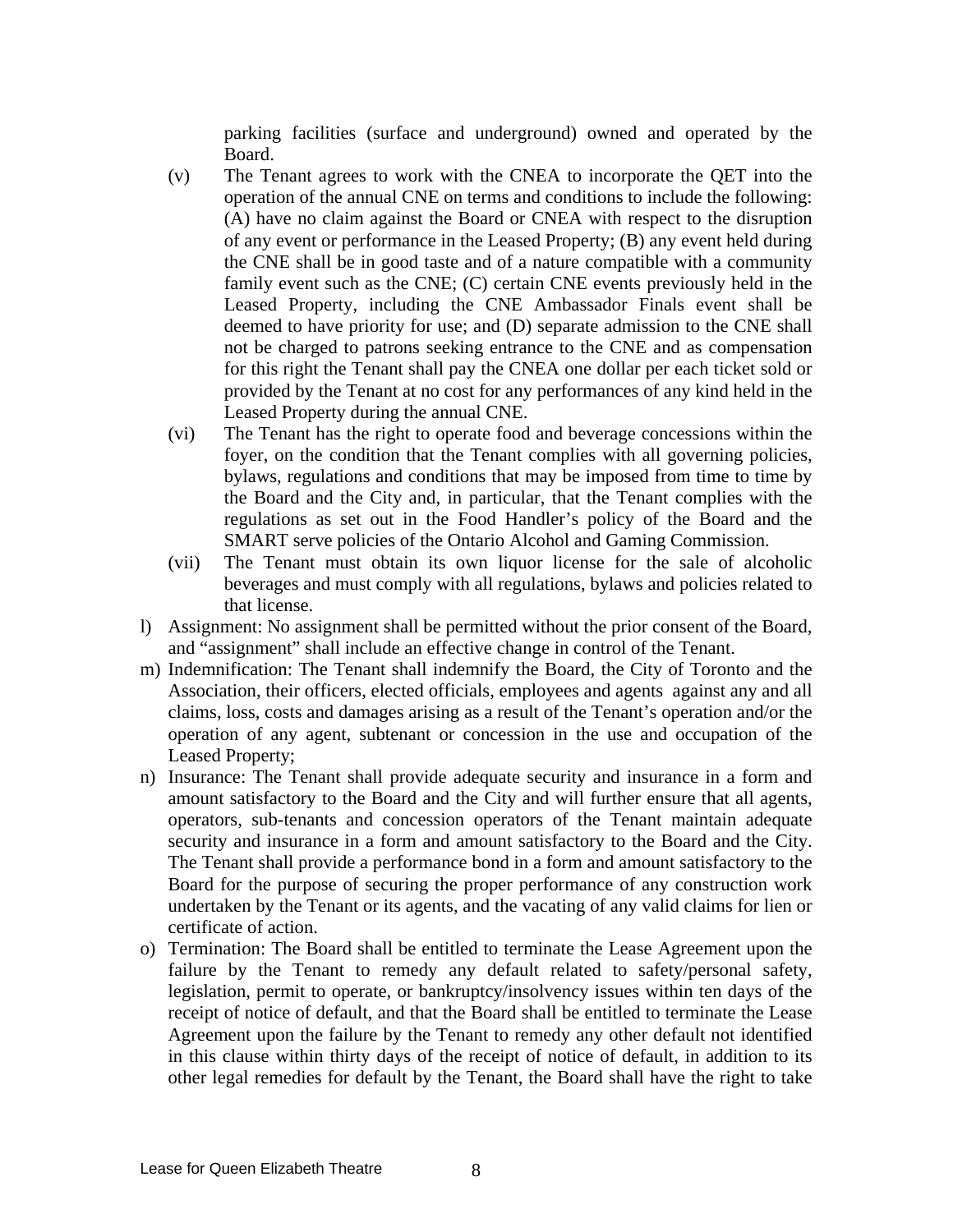parking facilities (surface and underground) owned and operated by the Board.

(v) The Tenant agrees to work with the CNEA to incorporate the QET into the operation of the annual CNE on terms and conditions to include the following: (A) have no claim against the Board or CNEA with respect to the disruption of any event or performance in the Leased Property; (B) any event held during the CNE shall be in good taste and of a nature compatible with a community family event such as the CNE; (C) certain CNE events previously held in the Leased Property, including the CNE Ambassador Finals event shall be deemed to have priority for use; and (D) separate admission to the CNE shall not be charged to patrons seeking entrance to the CNE and as compensation for this right the Tenant shall pay the CNEA one dollar per each ticket sold or provided by the Tenant at no cost for any performances of any kind held in the Leased Property during the annual CNE.

(vi) The Tenant has the right to operate food and beverage concessions within the foyer, on the condition that the Tenant complies with all governing policies, bylaws, regulations and conditions that may be imposed from time to time by the Board and the City and, in particular, that the Tenant complies with the regulations as set out in the Food Handler's policy of the Board and the SMART serve policies of the Ontario Alcohol and Gaming Commission.

(vii) The Tenant must obtain its own liquor license for the sale of alcoholic beverages and must comply with all regulations, bylaws and policies related to that license.

l) Assignment: No assignment shall be permitted without the prior consent of the Board, and "assignment" shall include an effective change in control of the Tenant.

m) Indemnification: The Tenant shall indemnify the Board, the City of Toronto and the Association, their officers, elected officials, employees and agents against any and all claims, loss, costs and damages arising as a result of the Tenant's operation and/or the operation of any agent, subtenant or concession in the use and occupation of the Leased Property;

n) Insurance: The Tenant shall provide adequate security and insurance in a form and amount satisfactory to the Board and the City and will further ensure that all agents, operators, sub-tenants and concession operators of the Tenant maintain adequate security and insurance in a form and amount satisfactory to the Board and the City. The Tenant shall provide a performance bond in a form and amount satisfactory to the Board for the purpose of securing the proper performance of any construction work undertaken by the Tenant or its agents, and the vacating of any valid claims for lien or certificate of action.

o) Termination: The Board shall be entitled to terminate the Lease Agreement upon the failure by the Tenant to remedy any default related to safety/personal safety, legislation, permit to operate, or bankruptcy/insolvency issues within ten days of the receipt of notice of default, and that the Board shall be entitled to terminate the Lease Agreement upon the failure by the Tenant to remedy any other default not identified in this clause within thirty days of the receipt of notice of default, in addition to its other legal remedies for default by the Tenant, the Board shall have the right to take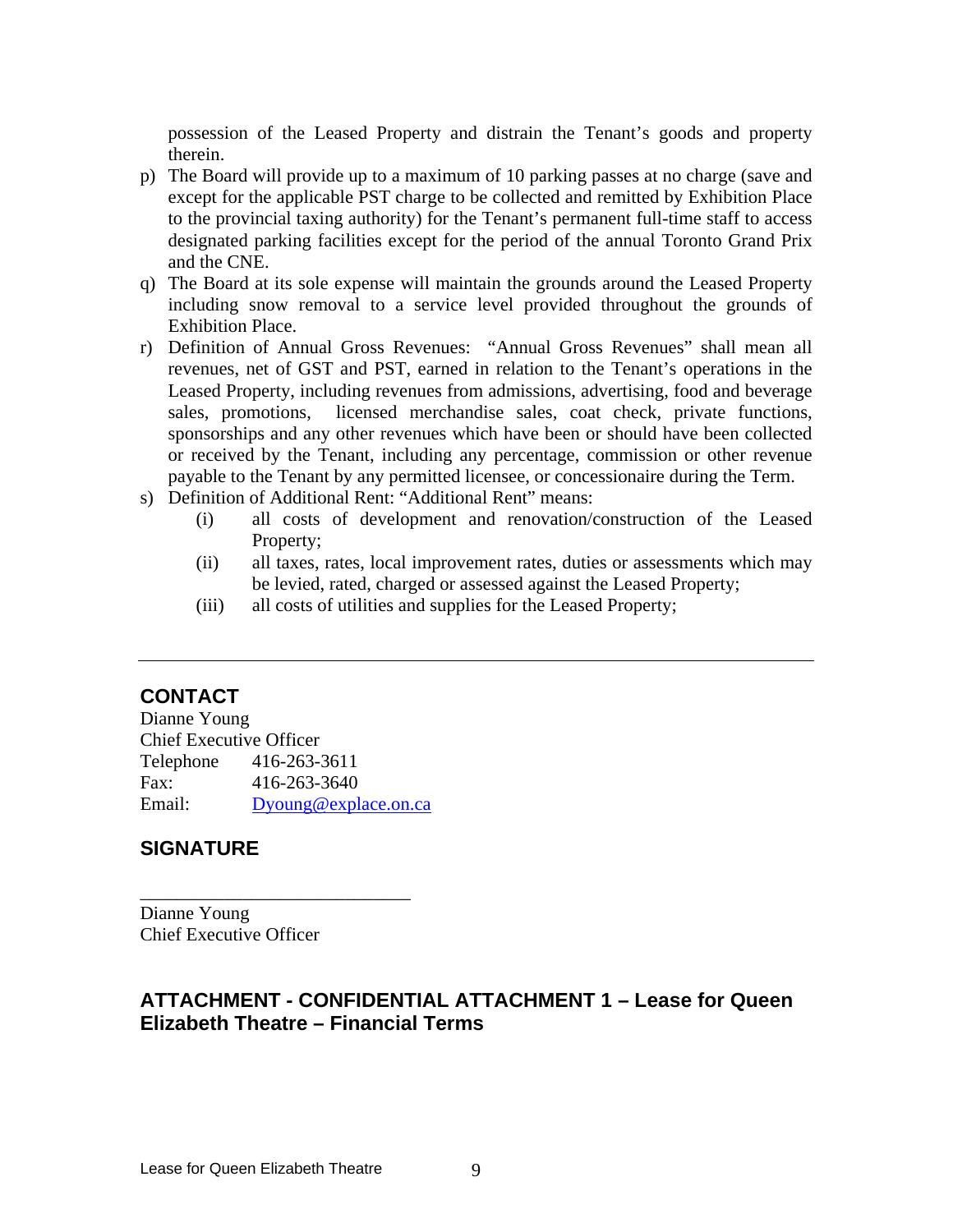possession of the Leased Property and distrain the Tenant's goods and property therein.

p) The Board will provide up to a maximum of 10 parking passes at no charge (save and except for the applicable PST charge to be collected and remitted by Exhibition Place to the provincial taxing authority) for the Tenant's permanent full-time staff to access designated parking facilities except for the period of the annual Toronto Grand Prix and the CNE.

q) The Board at its sole expense will maintain the grounds around the Leased Property including snow removal to a service level provided throughout the grounds of Exhibition Place.

r) Definition of Annual Gross Revenues: "Annual Gross Revenues" shall mean all revenues, net of GST and PST, earned in relation to the Tenant's operations in the Leased Property, including revenues from admissions, advertising, food and beverage sales, promotions, licensed merchandise sales, coat check, private functions, sponsorships and any other revenues which have been or should have been collected or received by the Tenant, including any percentage, commission or other revenue payable to the Tenant by any permitted licensee, or concessionaire during the Term.

s) Definition of Additional Rent: "Additional Rent" means:
    (i) all costs of development and renovation/construction of the Leased Property;
    (ii) all taxes, rates, local improvement rates, duties or assessments which may be levied, rated, charged or assessed against the Leased Property;
    (iii) all costs of utilities and supplies for the Leased Property;

---

## CONTACT

Dianne Young
Chief Executive Officer
Telephone 416-263-3611
Fax: 416-263-3640
Email: Dyoung@explace.on.ca

## SIGNATURE

_____________________________
Dianne Young
Chief Executive Officer

## ATTACHMENT - CONFIDENTIAL ATTACHMENT 1 – Lease for Queen Elizabeth Theatre – Financial Terms